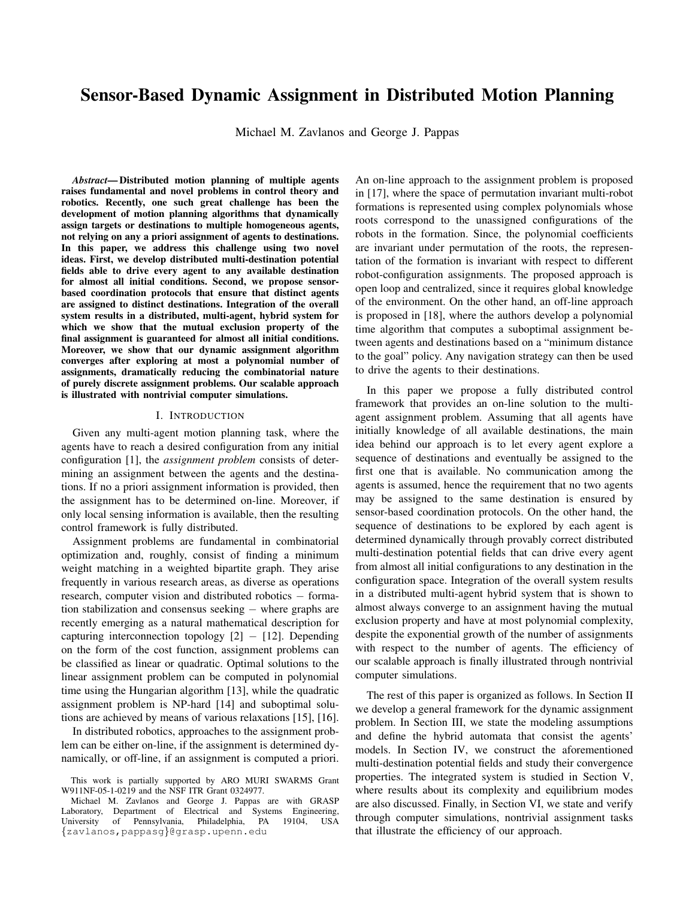# Sensor-Based Dynamic Assignment in Distributed Motion Planning

Michael M. Zavlanos and George J. Pappas

***Abstract*— Distributed motion planning of multiple agents raises fundamental and novel problems in control theory and robotics. Recently, one such great challenge has been the development of motion planning algorithms that dynamically assign targets or destinations to multiple homogeneous agents, not relying on any a priori assignment of agents to destinations. In this paper, we address this challenge using two novel ideas. First, we develop distributed multi-destination potential fields able to drive every agent to any available destination for almost all initial conditions. Second, we propose sensor-based coordination protocols that ensure that distinct agents are assigned to distinct destinations. Integration of the overall system results in a distributed, multi-agent, hybrid system for which we show that the mutual exclusion property of the final assignment is guaranteed for almost all initial conditions. Moreover, we show that our dynamic assignment algorithm converges after exploring at most a polynomial number of assignments, dramatically reducing the combinatorial nature of purely discrete assignment problems. Our scalable approach is illustrated with nontrivial computer simulations.**

## I. Introduction

Given any multi-agent motion planning task, where the agents have to reach a desired configuration from any initial configuration [1], the *assignment problem* consists of determining an assignment between the agents and the destinations. If no a priori assignment information is provided, then the assignment has to be determined on-line. Moreover, if only local sensing information is available, then the resulting control framework is fully distributed.

Assignment problems are fundamental in combinatorial optimization and, roughly, consist of finding a minimum weight matching in a weighted bipartite graph. They arise frequently in various research areas, as diverse as operations research, computer vision and distributed robotics – formation stabilization and consensus seeking – where graphs are recently emerging as a natural mathematical description for capturing interconnection topology [2] – [12]. Depending on the form of the cost function, assignment problems can be classified as linear or quadratic. Optimal solutions to the linear assignment problem can be computed in polynomial time using the Hungarian algorithm [13], while the quadratic assignment problem is NP-hard [14] and suboptimal solutions are achieved by means of various relaxations [15], [16].

In distributed robotics, approaches to the assignment problem can be either on-line, if the assignment is determined dynamically, or off-line, if an assignment is computed a priori. An on-line approach to the assignment problem is proposed in [17], where the space of permutation invariant multi-robot formations is represented using complex polynomials whose roots correspond to the unassigned configurations of the robots in the formation. Since, the polynomial coefficients are invariant under permutation of the roots, the representation of the formation is invariant with respect to different robot-configuration assignments. The proposed approach is open loop and centralized, since it requires global knowledge of the environment. On the other hand, an off-line approach is proposed in [18], where the authors develop a polynomial time algorithm that computes a suboptimal assignment between agents and destinations based on a "minimum distance to the goal" policy. Any navigation strategy can then be used to drive the agents to their destinations.

In this paper we propose a fully distributed control framework that provides an on-line solution to the multi-agent assignment problem. Assuming that all agents have initially knowledge of all available destinations, the main idea behind our approach is to let every agent explore a sequence of destinations and eventually be assigned to the first one that is available. No communication among the agents is assumed, hence the requirement that no two agents may be assigned to the same destination is ensured by sensor-based coordination protocols. On the other hand, the sequence of destinations to be explored by each agent is determined dynamically through provably correct distributed multi-destination potential fields that can drive every agent from almost all initial configurations to any destination in the configuration space. Integration of the overall system results in a distributed multi-agent hybrid system that is shown to almost always converge to an assignment having the mutual exclusion property and have at most polynomial complexity, despite the exponential growth of the number of assignments with respect to the number of agents. The efficiency of our scalable approach is finally illustrated through nontrivial computer simulations.

The rest of this paper is organized as follows. In Section II we develop a general framework for the dynamic assignment problem. In Section III, we state the modeling assumptions and define the hybrid automata that consist the agents' models. In Section IV, we construct the aforementioned multi-destination potential fields and study their convergence properties. The integrated system is studied in Section V, where results about its complexity and equilibrium modes are also discussed. Finally, in Section VI, we state and verify through computer simulations, nontrivial assignment tasks that illustrate the efficiency of our approach.

This work is partially supported by ARO MURI SWARMS Grant W911NF-05-1-0219 and the NSF ITR Grant 0324977.

Michael M. Zavlanos and George J. Pappas are with GRASP Laboratory, Department of Electrical and Systems Engineering, University of Pennsylvania, Philadelphia, PA 19104, USA {zavlanos,pappasg}@grasp.upenn.edu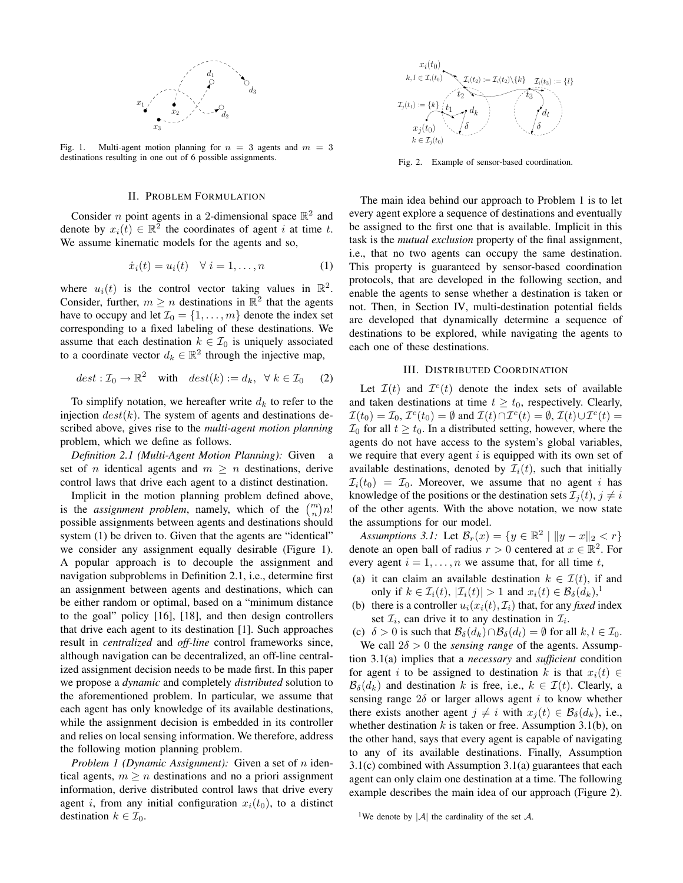Fig. 1. Multi-agent motion planning for $n = 3$ agents and $m = 3$ destinations resulting in one out of 6 possible assignments.

## II. Problem Formulation

Consider $n$ point agents in a 2-dimensional space $\mathbb{R}^2$ and denote by $x_i(t) \in \mathbb{R}^2$ the coordinates of agent $i$ at time $t$. We assume kinematic models for the agents and so,

$$\dot{x}_i(t) = u_i(t) \quad \forall\, i = 1, \ldots, n \tag{1}$$

where $u_i(t)$ is the control vector taking values in $\mathbb{R}^2$. Consider, further, $m \geq n$ destinations in $\mathbb{R}^2$ that the agents have to occupy and let $\mathcal{I}_0 = \{1, \ldots, m\}$ denote the index set corresponding to a fixed labeling of these destinations. We assume that each destination $k \in \mathcal{I}_0$ is uniquely associated to a coordinate vector $d_k \in \mathbb{R}^2$ through the injective map,

$$dest : \mathcal{I}_0 \to \mathbb{R}^2 \quad \text{with} \quad dest(k) := d_k, \;\; \forall\, k \in \mathcal{I}_0 \tag{2}$$

To simplify notation, we hereafter write $d_k$ to refer to the injection $dest(k)$. The system of agents and destinations described above, gives rise to the *multi-agent motion planning* problem, which we define as follows.

*Definition 2.1 (Multi-Agent Motion Planning):* Given a set of $n$ identical agents and $m \geq n$ destinations, derive control laws that drive each agent to a distinct destination.

Implicit in the motion planning problem defined above, is the *assignment problem*, namely, which of the $\binom{m}{n} n!$ possible assignments between agents and destinations should system (1) be driven to. Given that the agents are "identical" we consider any assignment equally desirable (Figure 1). A popular approach is to decouple the assignment and navigation subproblems in Definition 2.1, i.e., determine first an assignment between agents and destinations, which can be either random or optimal, based on a "minimum distance to the goal" policy [16], [18], and then design controllers that drive each agent to its destination [1]. Such approaches result in *centralized* and *off-line* control frameworks since, although navigation can be decentralized, an off-line centralized assignment decision needs to be made first. In this paper we propose a *dynamic* and completely *distributed* solution to the aforementioned problem. In particular, we assume that each agent has only knowledge of its available destinations, while the assignment decision is embedded in its controller and relies on local sensing information. We therefore, address the following motion planning problem.

*Problem 1 (Dynamic Assignment):* Given a set of $n$ identical agents, $m \geq n$ destinations and no a priori assignment information, derive distributed control laws that drive every agent $i$, from any initial configuration $x_i(t_0)$, to a distinct destination $k \in \mathcal{I}_0$.

Fig. 2. Example of sensor-based coordination.

The main idea behind our approach to Problem 1 is to let every agent explore a sequence of destinations and eventually be assigned to the first one that is available. Implicit in this task is the *mutual exclusion* property of the final assignment, i.e., that no two agents can occupy the same destination. This property is guaranteed by sensor-based coordination protocols, that are developed in the following section, and enable the agents to sense whether a destination is taken or not. Then, in Section IV, multi-destination potential fields are developed that dynamically determine a sequence of destinations to be explored, while navigating the agents to each one of these destinations.

## III. Distributed Coordination

Let $\mathcal{I}(t)$ and $\mathcal{I}^c(t)$ denote the index sets of available and taken destinations at time $t \geq t_0$, respectively. Clearly, $\mathcal{I}(t_0) = \mathcal{I}_0$, $\mathcal{I}^c(t_0) = \emptyset$ and $\mathcal{I}(t) \cap \mathcal{I}^c(t) = \emptyset$, $\mathcal{I}(t) \cup \mathcal{I}^c(t) = \mathcal{I}_0$ for all $t \geq t_0$. In a distributed setting, however, where the agents do not have access to the system's global variables, we require that every agent $i$ is equipped with its own set of available destinations, denoted by $\mathcal{I}_i(t)$, such that initially $\mathcal{I}_i(t_0) = \mathcal{I}_0$. Moreover, we assume that no agent $i$ has knowledge of the positions or the destination sets $\mathcal{I}_j(t)$, $j \neq i$ of the other agents. With the above notation, we now state the assumptions for our model.

*Assumptions 3.1:* Let $\mathcal{B}_r(x) = \{y \in \mathbb{R}^2 \mid \|y - x\|_2 < r\}$ denote an open ball of radius $r > 0$ centered at $x \in \mathbb{R}^2$. For every agent $i = 1, \ldots, n$ we assume that, for all time $t$,

(a) it can claim an available destination $k \in \mathcal{I}(t)$, if and only if $k \in \mathcal{I}_i(t)$, $|\mathcal{I}_i(t)| > 1$ and $x_i(t) \in \mathcal{B}_\delta(d_k)$,[1]

(b) there is a controller $u_i(x_i(t), \mathcal{I}_i)$ that, for any *fixed* index set $\mathcal{I}_i$, can drive it to any destination in $\mathcal{I}_i$.

(c) $\delta > 0$ is such that $\mathcal{B}_\delta(d_k) \cap \mathcal{B}_\delta(d_l) = \emptyset$ for all $k, l \in \mathcal{I}_0$.

We call $2\delta > 0$ the *sensing range* of the agents. Assumption 3.1(a) implies that a *necessary* and *sufficient* condition for agent $i$ to be assigned to destination $k$ is that $x_i(t) \in \mathcal{B}_\delta(d_k)$ and destination $k$ is free, i.e., $k \in \mathcal{I}(t)$. Clearly, a sensing range $2\delta$ or larger allows agent $i$ to know whether there exists another agent $j \neq i$ with $x_j(t) \in \mathcal{B}_\delta(d_k)$, i.e., whether destination $k$ is taken or free. Assumption 3.1(b), on the other hand, says that every agent is capable of navigating to any of its available destinations. Finally, Assumption 3.1(c) combined with Assumption 3.1(a) guarantees that each agent can only claim one destination at a time. The following example describes the main idea of our approach (Figure 2).

[1] We denote by $|\mathcal{A}|$ the cardinality of the set $\mathcal{A}$.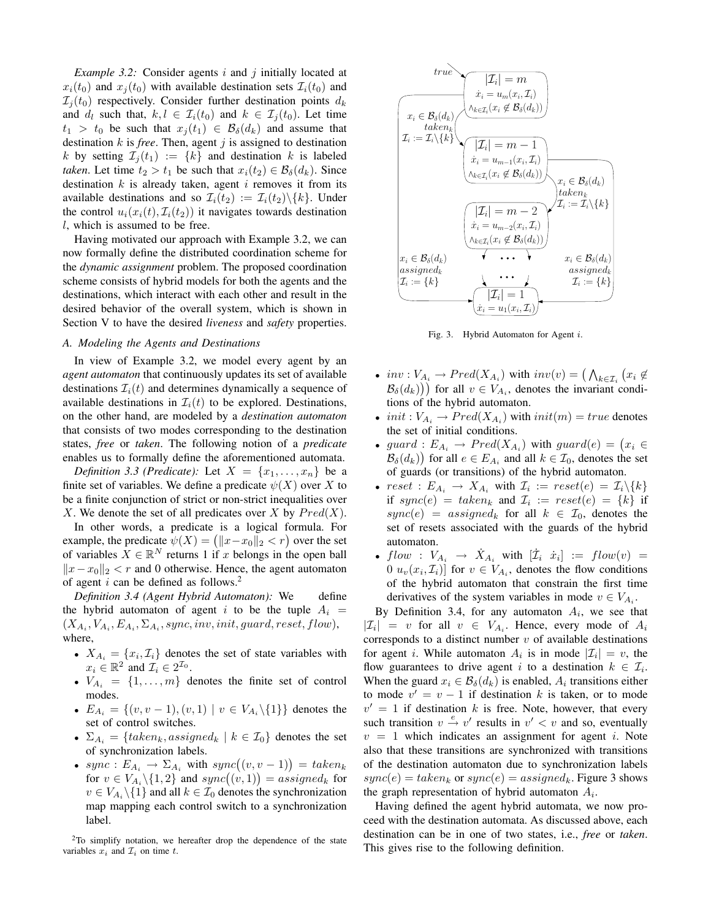*Example 3.2:* Consider agents $i$ and $j$ initially located at $x_i(t_0)$ and $x_j(t_0)$ with available destination sets $\mathcal{I}_i(t_0)$ and $\mathcal{I}_j(t_0)$ respectively. Consider further destination points $d_k$ and $d_l$ such that, $k, l \in \mathcal{I}_i(t_0)$ and $k \in \mathcal{I}_j(t_0)$. Let time $t_1 > t_0$ be such that $x_j(t_1) \in \mathcal{B}_\delta(d_k)$ and assume that destination $k$ is *free*. Then, agent $j$ is assigned to destination $k$ by setting $\mathcal{I}_j(t_1) := \{k\}$ and destination $k$ is labeled *taken*. Let time $t_2 > t_1$ be such that $x_i(t_2) \in \mathcal{B}_\delta(d_k)$. Since destination $k$ is already taken, agent $i$ removes it from its available destinations and so $\mathcal{I}_i(t_2) := \mathcal{I}_i(t_2) \backslash \{k\}$. Under the control $u_i(x_i(t), \mathcal{I}_i(t_2))$ it navigates towards destination $l$, which is assumed to be free.

Having motivated our approach with Example 3.2, we can now formally define the distributed coordination scheme for the *dynamic assignment* problem. The proposed coordination scheme consists of hybrid models for both the agents and the destinations, which interact with each other and result in the desired behavior of the overall system, which is shown in Section V to have the desired *liveness* and *safety* properties.

### A. Modeling the Agents and Destinations

In view of Example 3.2, we model every agent by an *agent automaton* that continuously updates its set of available destinations $\mathcal{I}_i(t)$ and determines dynamically a sequence of available destinations in $\mathcal{I}_i(t)$ to be explored. Destinations, on the other hand, are modeled by a *destination automaton* that consists of two modes corresponding to the destination states, *free* or *taken*. The following notion of a *predicate* enables us to formally define the aforementioned automata.

*Definition 3.3 (Predicate):* Let $X = \{x_1, \dots, x_n\}$ be a finite set of variables. We define a predicate $\psi(X)$ over $X$ to be a finite conjunction of strict or non-strict inequalities over $X$. We denote the set of all predicates over $X$ by $Pred(X)$.

In other words, a predicate is a logical formula. For example, the predicate $\psi(X) = \big(\|x - x_0\|_2 < r\big)$ over the set of variables $X \in \mathbb{R}^N$ returns 1 if $x$ belongs in the open ball $\|x - x_0\|_2 < r$ and 0 otherwise. Hence, the agent automaton of agent $i$ can be defined as follows.[2]

*Definition 3.4 (Agent Hybrid Automaton):* We define the hybrid automaton of agent $i$ to be the tuple $A_i = (X_{A_i}, V_{A_i}, E_{A_i}, \Sigma_{A_i}, sync, inv, init, guard, reset, flow)$, where,

- $X_{A_i} = \{x_i, \mathcal{I}_i\}$ denotes the set of state variables with $x_i \in \mathbb{R}^2$ and $\mathcal{I}_i \in 2^{\mathcal{I}_0}$.
- $V_{A_i} = \{1, \dots, m\}$ denotes the finite set of control modes.
- $E_{A_i} = \{(v, v-1), (v, 1) \mid v \in V_{A_i} \backslash \{1\}\}$ denotes the set of control switches.
- $\Sigma_{A_i} = \{taken_k, assigned_k \mid k \in \mathcal{I}_0\}$ denotes the set of synchronization labels.
- $sync : E_{A_i} \to \Sigma_{A_i}$ with $sync\big((v, v-1)\big) = taken_k$ for $v \in V_{A_i} \backslash \{1, 2\}$ and $sync\big((v, 1)\big) = assigned_k$ for $v \in V_{A_i} \backslash \{1\}$ and all $k \in \mathcal{I}_0$ denotes the synchronization map mapping each control switch to a synchronization label.
- $inv : V_{A_i} \to Pred(X_{A_i})$ with $inv(v) = \big(\bigwedge_{k \in \mathcal{I}_i} \big(x_i \notin \mathcal{B}_\delta(d_k)\big)\big)$ for all $v \in V_{A_i}$, denotes the invariant conditions of the hybrid automaton.
- $init : V_{A_i} \to Pred(X_{A_i})$ with $init(m) = true$ denotes the set of initial conditions.
- $guard : E_{A_i} \to Pred(X_{A_i})$ with $guard(e) = \big(x_i \in \mathcal{B}_\delta(d_k)\big)$ for all $e \in E_{A_i}$ and all $k \in \mathcal{I}_0$, denotes the set of guards (or transitions) of the hybrid automaton.
- $reset : E_{A_i} \to X_{A_i}$ with $\mathcal{I}_i := reset(e) = \mathcal{I}_i \backslash \{k\}$ if $sync(e) = taken_k$ and $\mathcal{I}_i := reset(e) = \{k\}$ if $sync(e) = assigned_k$ for all $k \in \mathcal{I}_0$, denotes the set of resets associated with the guards of the hybrid automaton.
- $flow : V_{A_i} \to \dot{X}_{A_i}$ with $[\dot{\mathcal{I}}_i \;\; \dot{x}_i] := flow(v) = 0 \;\; u_v(x_i, \mathcal{I}_i)]$ for $v \in V_{A_i}$, denotes the flow conditions of the hybrid automaton that constrain the first time derivatives of the system variables in mode $v \in V_{A_i}$.

[2]To simplify notation, we hereafter drop the dependence of the state variables $x_i$ and $\mathcal{I}_i$ on time $t$.

true
$|\mathcal{I}_i| = m$
$\dot{x}_i = u_m(x_i, \mathcal{I}_i)$
$\wedge_{k \in \mathcal{I}_i}(x_i \notin \mathcal{B}_\delta(d_k))$
$x_i \in \mathcal{B}_\delta(d_k)$
$taken_k$
$\mathcal{I}_i := \mathcal{I}_i \backslash \{k\}$
$|\mathcal{I}_i| = m-1$
$\dot{x}_i = u_{m-1}(x_i, \mathcal{I}_i)$
$\wedge_{k \in \mathcal{I}_i}(x_i \notin \mathcal{B}_\delta(d_k))$
$x_i \in \mathcal{B}_\delta(d_k)$
$taken_k$
$\mathcal{I}_i := \mathcal{I}_i \backslash \{k\}$
$|\mathcal{I}_i| = m-2$
$\dot{x}_i = u_{m-2}(x_i, \mathcal{I}_i)$
$\wedge_{k \in \mathcal{I}_i}(x_i \notin \mathcal{B}_\delta(d_k))$
$x_i \in \mathcal{B}_\delta(d_k)$
$assigned_k$
$\mathcal{I}_i := \{k\}$
$x_i \in \mathcal{B}_\delta(d_k)$
$assigned_k$
$\mathcal{I}_i := \{k\}$
$|\mathcal{I}_i| = 1$
$\dot{x}_i = u_1(x_i, \mathcal{I}_i)$

Fig. 3. Hybrid Automaton for Agent $i$.

By Definition 3.4, for any automaton $A_i$, we see that $|\mathcal{I}_i| = v$ for all $v \in V_{A_i}$. Hence, every mode of $A_i$ corresponds to a distinct number $v$ of available destinations for agent $i$. While automaton $A_i$ is in mode $|\mathcal{I}_i| = v$, the flow guarantees to drive agent $i$ to a destination $k \in \mathcal{I}_i$. When the guard $x_i \in \mathcal{B}_\delta(d_k)$ is enabled, $A_i$ transitions either to mode $v' = v - 1$ if destination $k$ is taken, or to mode $v' = 1$ if destination $k$ is free. Note, however, that every such transition $v \xrightarrow{e} v'$ results in $v' < v$ and so, eventually $v = 1$ which indicates an assignment for agent $i$. Note also that these transitions are synchronized with transitions of the destination automaton due to synchronization labels $sync(e) = taken_k$ or $sync(e) = assigned_k$. Figure 3 shows the graph representation of hybrid automaton $A_i$.

Having defined the agent hybrid automata, we now proceed with the destination automata. As discussed above, each destination can be in one of two states, i.e., *free* or *taken*. This gives rise to the following definition.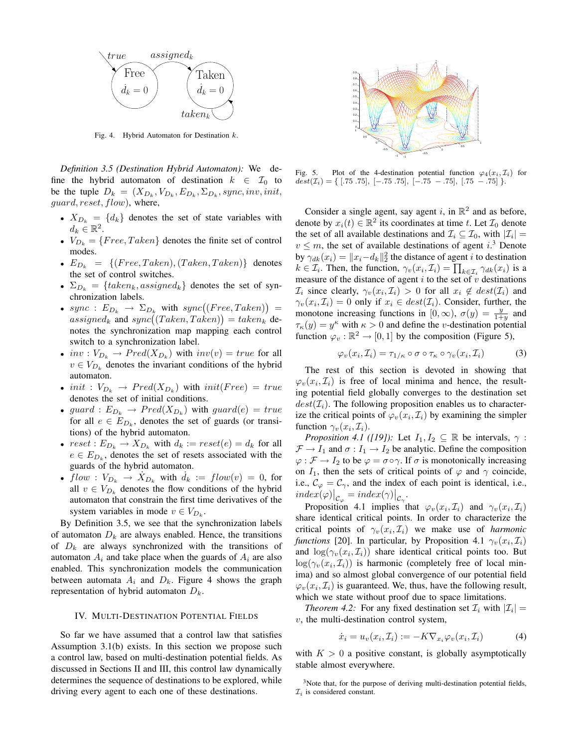true

assigned$_k$

Free

$\dot{d}_k = 0$

Taken

$\dot{d}_k = 0$

taken$_k$

Fig. 4. Hybrid Automaton for Destination $k$.

*Definition 3.5 (Destination Hybrid Automaton):* We define the hybrid automaton of destination $k \in \mathcal{I}_0$ to be the tuple $D_k = (X_{D_k}, V_{D_k}, E_{D_k}, \Sigma_{D_k}, sync, inv, init, guard, reset, flow)$, where,

- $X_{D_k} = \{d_k\}$ denotes the set of state variables with $d_k \in \mathbb{R}^2$.
- $V_{D_k} = \{Free, Taken\}$ denotes the finite set of control modes.
- $E_{D_k} = \{(Free, Taken), (Taken, Taken)\}$ denotes the set of control switches.
- $\Sigma_{D_k} = \{taken_k, assigned_k\}$ denotes the set of synchronization labels.
- $sync : E_{D_k} \rightarrow \Sigma_{D_k}$ with $sync\big((Free, Taken)\big) = assigned_k$ and $sync\big((Taken, Taken)\big) = taken_k$ denotes the synchronization map mapping each control switch to a synchronization label.
- $inv : V_{D_k} \rightarrow Pred(X_{D_k})$ with $inv(v) = true$ for all $v \in V_{D_k}$ denotes the invariant conditions of the hybrid automaton.
- $init : V_{D_k} \rightarrow Pred(X_{D_k})$ with $init(Free) = true$ denotes the set of initial conditions.
- $guard : E_{D_k} \rightarrow Pred(X_{D_k})$ with $guard(e) = true$ for all $e \in E_{D_k}$, denotes the set of guards (or transitions) of the hybrid automaton.
- $reset : E_{D_k} \rightarrow X_{D_k}$ with $d_k := reset(e) = d_k$ for all $e \in E_{D_k}$, denotes the set of resets associated with the guards of the hybrid automaton.
- $flow : V_{D_k} \rightarrow \dot{X}_{D_k}$ with $\dot{d}_k := flow(v) = 0$, for all $v \in V_{D_k}$ denotes the flow conditions of the hybrid automaton that constrain the first time derivatives of the system variables in mode $v \in V_{D_k}$.

By Definition 3.5, we see that the synchronization labels of automaton $D_k$ are always enabled. Hence, the transitions of $D_k$ are always synchronized with the transitions of automaton $A_i$ and take place when the guards of $A_i$ are also enabled. This synchronization models the communication between automata $A_i$ and $D_k$. Figure 4 shows the graph representation of hybrid automaton $D_k$.

## IV. Multi-Destination Potential Fields

So far we have assumed that a control law that satisfies Assumption 3.1(b) exists. In this section we propose such a control law, based on multi-destination potential fields. As discussed in Sections II and III, this control law dynamically determines the sequence of destinations to be explored, while driving every agent to each one of these destinations.

Fig. 5. Plot of the 4-destination potential function $\varphi_4(x_i, \mathcal{I}_i)$ for $dest(\mathcal{I}_i) = \{\ [.75\ .75],\ [-.75\ .75],\ [-.75\ -.75],\ [.75\ -.75]\ \}$.

Consider a single agent, say agent $i$, in $\mathbb{R}^2$ and as before, denote by $x_i(t) \in \mathbb{R}^2$ its coordinates at time $t$. Let $\mathcal{I}_0$ denote the set of all available destinations and $\mathcal{I}_i \subseteq \mathcal{I}_0$, with $|\mathcal{I}_i| = v \leq m$, the set of available destinations of agent $i$.[3] Denote by $\gamma_{dk}(x_i) = \|x_i - d_k\|_2^2$ the distance of agent $i$ to destination $k \in \mathcal{I}_i$. Then, the function, $\gamma_v(x_i, \mathcal{I}_i) = \prod_{k \in \mathcal{I}_i} \gamma_{dk}(x_i)$ is a measure of the distance of agent $i$ to the set of $v$ destinations $\mathcal{I}_i$ since clearly, $\gamma_v(x_i, \mathcal{I}_i) > 0$ for all $x_i \notin dest(\mathcal{I}_i)$ and $\gamma_v(x_i, \mathcal{I}_i) = 0$ only if $x_i \in dest(\mathcal{I}_i)$. Consider, further, the monotone increasing functions in $[0, \infty)$, $\sigma(y) = \frac{y}{1+y}$ and $\tau_\kappa(y) = y^\kappa$ with $\kappa > 0$ and define the $v$-destination potential function $\varphi_v : \mathbb{R}^2 \rightarrow [0, 1]$ by the composition (Figure 5),

$$\varphi_v(x_i, \mathcal{I}_i) = \tau_{1/\kappa} \circ \sigma \circ \tau_\kappa \circ \gamma_v(x_i, \mathcal{I}_i) \tag{3}$$

The rest of this section is devoted in showing that $\varphi_v(x_i, \mathcal{I}_i)$ is free of local minima and hence, the resulting potential field globally converges to the destination set $dest(\mathcal{I}_i)$. The following proposition enables us to characterize the critical points of $\varphi_v(x_i, \mathcal{I}_i)$ by examining the simpler function $\gamma_v(x_i, \mathcal{I}_i)$.

*Proposition 4.1 ([19]):* Let $I_1, I_2 \subseteq \mathbb{R}$ be intervals, $\gamma : \mathcal{F} \rightarrow I_1$ and $\sigma : I_1 \rightarrow I_2$ be analytic. Define the composition $\varphi : \mathcal{F} \rightarrow I_2$ to be $\varphi = \sigma \circ \gamma$. If $\sigma$ is monotonically increasing on $I_1$, then the sets of critical points of $\varphi$ and $\gamma$ coincide, i.e., $\mathcal{C}_\varphi = \mathcal{C}_\gamma$, and the index of each point is identical, i.e., $index(\varphi)\big|_{\mathcal{C}_\varphi} = index(\gamma)\big|_{\mathcal{C}_\gamma}$.

Proposition 4.1 implies that $\varphi_v(x_i, \mathcal{I}_i)$ and $\gamma_v(x_i, \mathcal{I}_i)$ share identical critical points. In order to characterize the critical points of $\gamma_v(x_i, \mathcal{I}_i)$ we make use of *harmonic functions* [20]. In particular, by Proposition 4.1 $\gamma_v(x_i, \mathcal{I}_i)$ and $\log(\gamma_v(x_i, \mathcal{I}_i))$ share identical critical points too. But $\log(\gamma_v(x_i, \mathcal{I}_i))$ is harmonic (completely free of local minima) and so almost global convergence of our potential field $\varphi_v(x_i, \mathcal{I}_i)$ is guaranteed. We, thus, have the following result, which we state without proof due to space limitations.

*Theorem 4.2:* For any fixed destination set $\mathcal{I}_i$ with $|\mathcal{I}_i| = v$, the multi-destination control system,

$$\dot{x}_i = u_v(x_i, \mathcal{I}_i) := -K \nabla_{x_i} \varphi_v(x_i, \mathcal{I}_i) \tag{4}$$

with $K > 0$ a positive constant, is globally asymptotically stable almost everywhere.

[3] Note that, for the purpose of deriving multi-destination potential fields, $\mathcal{I}_i$ is considered constant.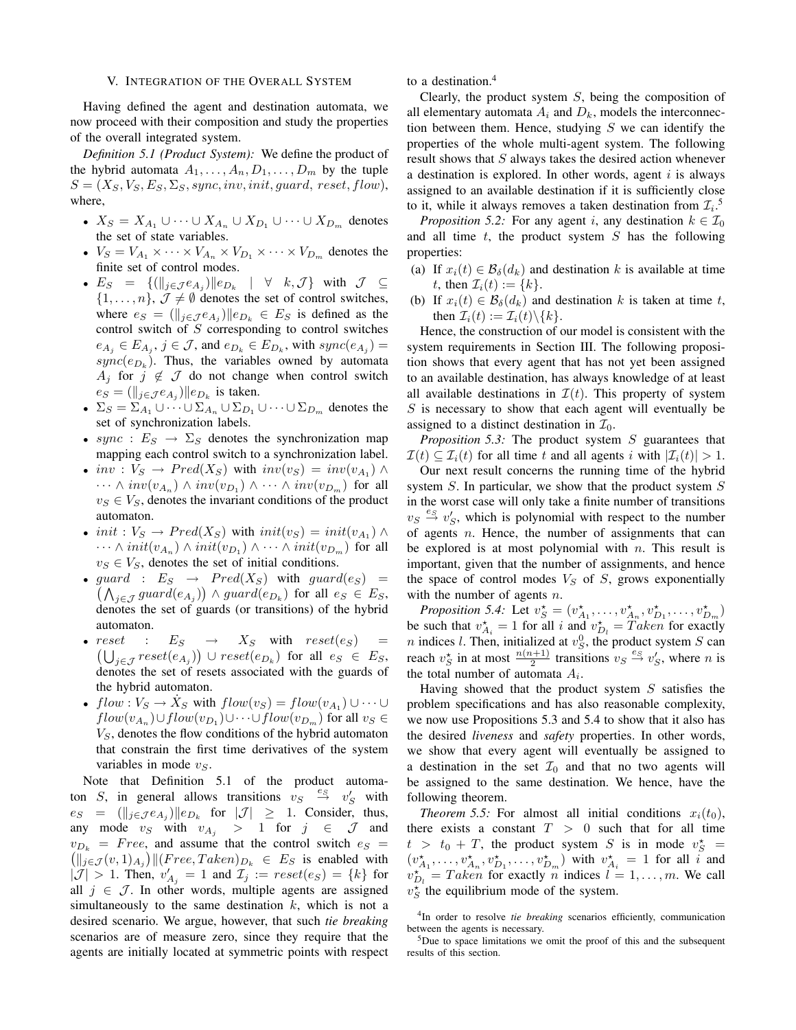## V. Integration of the Overall System

Having defined the agent and destination automata, we now proceed with their composition and study the properties of the overall integrated system.

*Definition 5.1 (Product System):* We define the product of the hybrid automata $A_1, \dots, A_n, D_1, \dots, D_m$ by the tuple $S = (X_S, V_S, E_S, \Sigma_S, sync, inv, init, guard, reset, flow)$, where,

- $X_S = X_{A_1} \cup \dots \cup X_{A_n} \cup X_{D_1} \cup \dots \cup X_{D_m}$ denotes the set of state variables.
- $V_S = V_{A_1} \times \dots \times V_{A_n} \times V_{D_1} \times \dots \times V_{D_m}$ denotes the finite set of control modes.
- $E_S = \{ (\|_{j \in \mathcal{J}} e_{A_j}) \| e_{D_k} \mid \forall \; k, \mathcal{J} \}$ with $\mathcal{J} \subseteq \{1, \dots, n\}$, $\mathcal{J} \neq \emptyset$ denotes the set of control switches, where $e_S = (\|_{j \in \mathcal{J}} e_{A_j}) \| e_{D_k} \in E_S$ is defined as the control switch of $S$ corresponding to control switches $e_{A_j} \in E_{A_j}$, $j \in \mathcal{J}$, and $e_{D_k} \in E_{D_k}$, with $sync(e_{A_j}) = sync(e_{D_k})$. Thus, the variables owned by automata $A_j$ for $j \notin \mathcal{J}$ do not change when control switch $e_S = (\|_{j \in \mathcal{J}} e_{A_j}) \| e_{D_k}$ is taken.
- $\Sigma_S = \Sigma_{A_1} \cup \dots \cup \Sigma_{A_n} \cup \Sigma_{D_1} \cup \dots \cup \Sigma_{D_m}$ denotes the set of synchronization labels.
- $sync : E_S \to \Sigma_S$ denotes the synchronization map mapping each control switch to a synchronization label.
- $inv : V_S \to Pred(X_S)$ with $inv(v_S) = inv(v_{A_1}) \wedge \dots \wedge inv(v_{A_n}) \wedge inv(v_{D_1}) \wedge \dots \wedge inv(v_{D_m})$ for all $v_S \in V_S$, denotes the invariant conditions of the product automaton.
- $init : V_S \to Pred(X_S)$ with $init(v_S) = init(v_{A_1}) \wedge \dots \wedge init(v_{A_n}) \wedge init(v_{D_1}) \wedge \dots \wedge init(v_{D_m})$ for all $v_S \in V_S$, denotes the set of initial conditions.
- $guard : E_S \to Pred(X_S)$ with $guard(e_S) = \left( \bigwedge_{j \in \mathcal{J}} guard(e_{A_j}) \right) \wedge guard(e_{D_k})$ for all $e_S \in E_S$, denotes the set of guards (or transitions) of the hybrid automaton.
- $reset : E_S \to X_S$ with $reset(e_S) = \left( \bigcup_{j \in \mathcal{J}} reset(e_{A_j}) \right) \cup reset(e_{D_k})$ for all $e_S \in E_S$, denotes the set of resets associated with the guards of the hybrid automaton.
- $flow : V_S \to \dot{X}_S$ with $flow(v_S) = flow(v_{A_1}) \cup \dots \cup flow(v_{A_n}) \cup flow(v_{D_1}) \cup \dots \cup flow(v_{D_m})$ for all $v_S \in V_S$, denotes the flow conditions of the hybrid automaton that constrain the first time derivatives of the system variables in mode $v_S$.

Note that Definition 5.1 of the product automaton $S$, in general allows transitions $v_S \overset{e_S}{\to} v'_S$ with $e_S = (\|_{j \in \mathcal{J}} e_{A_j}) \| e_{D_k}$ for $|\mathcal{J}| \geq 1$. Consider, thus, any mode $v_S$ with $v_{A_j} > 1$ for $j \in \mathcal{J}$ and $v_{D_k} = Free$, and assume that the control switch $e_S = \left( \|_{j \in \mathcal{J}} (v, 1)_{A_j} \right) \| (Free, Taken)_{D_k} \in E_S$ is enabled with $|\mathcal{J}| > 1$. Then, $v'_{A_j} = 1$ and $\mathcal{I}_j := reset(e_S) = \{k\}$ for all $j \in \mathcal{J}$. In other words, multiple agents are assigned simultaneously to the same destination $k$, which is not a desired scenario. We argue, however, that such *tie breaking* scenarios are of measure zero, since they require that the agents are initially located at symmetric points with respect to a destination.[4]

Clearly, the product system $S$, being the composition of all elementary automata $A_i$ and $D_k$, models the interconnection between them. Hence, studying $S$ we can identify the properties of the whole multi-agent system. The following result shows that $S$ always takes the desired action whenever a destination is explored. In other words, agent $i$ is always assigned to an available destination if it is sufficiently close to it, while it always removes a taken destination from $\mathcal{I}_i$.[5]

*Proposition 5.2:* For any agent $i$, any destination $k \in \mathcal{I}_0$ and all time $t$, the product system $S$ has the following properties:

(a) If $x_i(t) \in \mathcal{B}_\delta(d_k)$ and destination $k$ is available at time $t$, then $\mathcal{I}_i(t) := \{k\}$.

(b) If $x_i(t) \in \mathcal{B}_\delta(d_k)$ and destination $k$ is taken at time $t$, then $\mathcal{I}_i(t) := \mathcal{I}_i(t) \backslash \{k\}$.

Hence, the construction of our model is consistent with the system requirements in Section III. The following proposition shows that every agent that has not yet been assigned to an available destination, has always knowledge of at least all available destinations in $\mathcal{I}(t)$. This property of system $S$ is necessary to show that each agent will eventually be assigned to a distinct destination in $\mathcal{I}_0$.

*Proposition 5.3:* The product system $S$ guarantees that $\mathcal{I}(t) \subseteq \mathcal{I}_i(t)$ for all time $t$ and all agents $i$ with $|\mathcal{I}_i(t)| > 1$.

Our next result concerns the running time of the hybrid system $S$. In particular, we show that the product system $S$ in the worst case will only take a finite number of transitions $v_S \overset{e_S}{\to} v'_S$, which is polynomial with respect to the number of agents $n$. Hence, the number of assignments that can be explored is at most polynomial with $n$. This result is important, given that the number of assignments, and hence the space of control modes $V_S$ of $S$, grows exponentially with the number of agents $n$.

*Proposition 5.4:* Let $v_S^\star = (v_{A_1}^\star, \dots, v_{A_n}^\star, v_{D_1}^\star, \dots, v_{D_m}^\star)$ be such that $v_{A_i}^\star = 1$ for all $i$ and $v_{D_l}^\star = Taken$ for exactly $n$ indices $l$. Then, initialized at $v_S^0$, the product system $S$ can reach $v_S^\star$ in at most $\frac{n(n+1)}{2}$ transitions $v_S \overset{e_S}{\to} v'_S$, where $n$ is the total number of automata $A_i$.

Having showed that the product system $S$ satisfies the problem specifications and has also reasonable complexity, we now use Propositions 5.3 and 5.4 to show that it also has the desired *liveness* and *safety* properties. In other words, we show that every agent will eventually be assigned to a destination in the set $\mathcal{I}_0$ and that no two agents will be assigned to the same destination. We hence, have the following theorem.

*Theorem 5.5:* For almost all initial conditions $x_i(t_0)$, there exists a constant $T > 0$ such that for all time $t > t_0 + T$, the product system $S$ is in mode $v_S^\star = (v_{A_1}^\star, \dots, v_{A_n}^\star, v_{D_1}^\star, \dots, v_{D_m}^\star)$ with $v_{A_i}^\star = 1$ for all $i$ and $v_{D_l}^\star = Taken$ for exactly $n$ indices $l = 1, \dots, m$. We call $v_S^\star$ the equilibrium mode of the system.

[4] In order to resolve *tie breaking* scenarios efficiently, communication between the agents is necessary.

[5] Due to space limitations we omit the proof of this and the subsequent results of this section.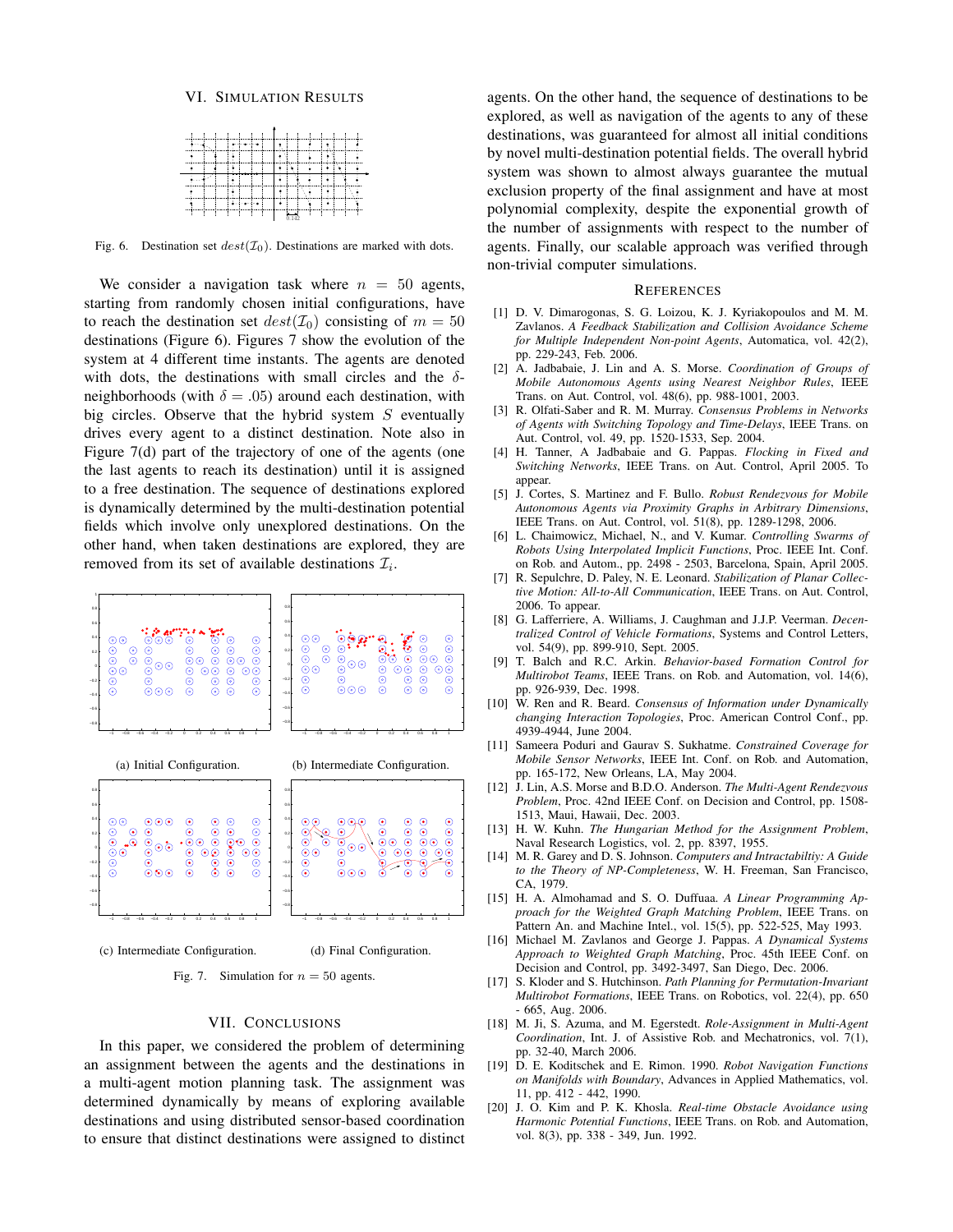## VI. Simulation Results

Fig. 6. Destination set $dest(\mathcal{I}_0)$. Destinations are marked with dots.

We consider a navigation task where $n = 50$ agents, starting from randomly chosen initial configurations, have to reach the destination set $dest(\mathcal{I}_0)$ consisting of $m = 50$ destinations (Figure 6). Figures 7 show the evolution of the system at 4 different time instants. The agents are denoted with dots, the destinations with small circles and the $\delta$-neighborhoods (with $\delta = .05$) around each destination, with big circles. Observe that the hybrid system $S$ eventually drives every agent to a distinct destination. Note also in Figure 7(d) part of the trajectory of one of the agents (one the last agents to reach its destination) until it is assigned to a free destination. The sequence of destinations explored is dynamically determined by the multi-destination potential fields which involve only unexplored destinations. On the other hand, when taken destinations are explored, they are removed from its set of available destinations $\mathcal{I}_i$.

(a) Initial Configuration.

(b) Intermediate Configuration.

(c) Intermediate Configuration.

(d) Final Configuration.

Fig. 7. Simulation for $n = 50$ agents.

## VII. Conclusions

In this paper, we considered the problem of determining an assignment between the agents and the destinations in a multi-agent motion planning task. The assignment was determined dynamically by means of exploring available destinations and using distributed sensor-based coordination to ensure that distinct destinations were assigned to distinct agents. On the other hand, the sequence of destinations to be explored, as well as navigation of the agents to any of these destinations, was guaranteed for almost all initial conditions by novel multi-destination potential fields. The overall hybrid system was shown to almost always guarantee the mutual exclusion property of the final assignment and have at most polynomial complexity, despite the exponential growth of the number of assignments with respect to the number of agents. Finally, our scalable approach was verified through non-trivial computer simulations.

## References

[1] D. V. Dimarogonas, S. G. Loizou, K. J. Kyriakopoulos and M. M. Zavlanos. *A Feedback Stabilization and Collision Avoidance Scheme for Multiple Independent Non-point Agents*, Automatica, vol. 42(2), pp. 229-243, Feb. 2006.

[2] A. Jadbabaie, J. Lin and A. S. Morse. *Coordination of Groups of Mobile Autonomous Agents using Nearest Neighbor Rules*, IEEE Trans. on Aut. Control, vol. 48(6), pp. 988-1001, 2003.

[3] R. Olfati-Saber and R. M. Murray. *Consensus Problems in Networks of Agents with Switching Topology and Time-Delays*, IEEE Trans. on Aut. Control, vol. 49, pp. 1520-1533, Sep. 2004.

[4] H. Tanner, A Jadbabaie and G. Pappas. *Flocking in Fixed and Switching Networks*, IEEE Trans. on Aut. Control, April 2005. To appear.

[5] J. Cortes, S. Martinez and F. Bullo. *Robust Rendezvous for Mobile Autonomous Agents via Proximity Graphs in Arbitrary Dimensions*, IEEE Trans. on Aut. Control, vol. 51(8), pp. 1289-1298, 2006.

[6] L. Chaimowicz, Michael, N., and V. Kumar. *Controlling Swarms of Robots Using Interpolated Implicit Functions*, Proc. IEEE Int. Conf. on Rob. and Autom., pp. 2498 - 2503, Barcelona, Spain, April 2005.

[7] R. Sepulchre, D. Paley, N. E. Leonard. *Stabilization of Planar Collective Motion: All-to-All Communication*, IEEE Trans. on Aut. Control, 2006. To appear.

[8] G. Lafferriere, A. Williams, J. Caughman and J.J.P. Veerman. *Decentralized Control of Vehicle Formations*, Systems and Control Letters, vol. 54(9), pp. 899-910, Sept. 2005.

[9] T. Balch and R.C. Arkin. *Behavior-based Formation Control for Multirobot Teams*, IEEE Trans. on Rob. and Automation, vol. 14(6), pp. 926-939, Dec. 1998.

[10] W. Ren and R. Beard. *Consensus of Information under Dynamically changing Interaction Topologies*, Proc. American Control Conf., pp. 4939-4944, June 2004.

[11] Sameera Poduri and Gaurav S. Sukhatme. *Constrained Coverage for Mobile Sensor Networks*, IEEE Int. Conf. on Rob. and Automation, pp. 165-172, New Orleans, LA, May 2004.

[12] J. Lin, A.S. Morse and B.D.O. Anderson. *The Multi-Agent Rendezvous Problem*, Proc. 42nd IEEE Conf. on Decision and Control, pp. 1508-1513, Maui, Hawaii, Dec. 2003.

[13] H. W. Kuhn. *The Hungarian Method for the Assignment Problem*, Naval Research Logistics, vol. 2, pp. 8397, 1955.

[14] M. R. Garey and D. S. Johnson. *Computers and Intractabiltiy: A Guide to the Theory of NP-Completeness*, W. H. Freeman, San Francisco, CA, 1979.

[15] H. A. Almohamad and S. O. Duffuaa. *A Linear Programming Approach for the Weighted Graph Matching Problem*, IEEE Trans. on Pattern An. and Machine Intel., vol. 15(5), pp. 522-525, May 1993.

[16] Michael M. Zavlanos and George J. Pappas. *A Dynamical Systems Approach to Weighted Graph Matching*, Proc. 45th IEEE Conf. on Decision and Control, pp. 3492-3497, San Diego, Dec. 2006.

[17] S. Kloder and S. Hutchinson. *Path Planning for Permutation-Invariant Multirobot Formations*, IEEE Trans. on Robotics, vol. 22(4), pp. 650 - 665, Aug. 2006.

[18] M. Ji, S. Azuma, and M. Egerstedt. *Role-Assignment in Multi-Agent Coordination*, Int. J. of Assistive Rob. and Mechatronics, vol. 7(1), pp. 32-40, March 2006.

[19] D. E. Koditschek and E. Rimon. 1990. *Robot Navigation Functions on Manifolds with Boundary*, Advances in Applied Mathematics, vol. 11, pp. 412 - 442, 1990.

[20] J. O. Kim and P. K. Khosla. *Real-time Obstacle Avoidance using Harmonic Potential Functions*, IEEE Trans. on Rob. and Automation, vol. 8(3), pp. 338 - 349, Jun. 1992.